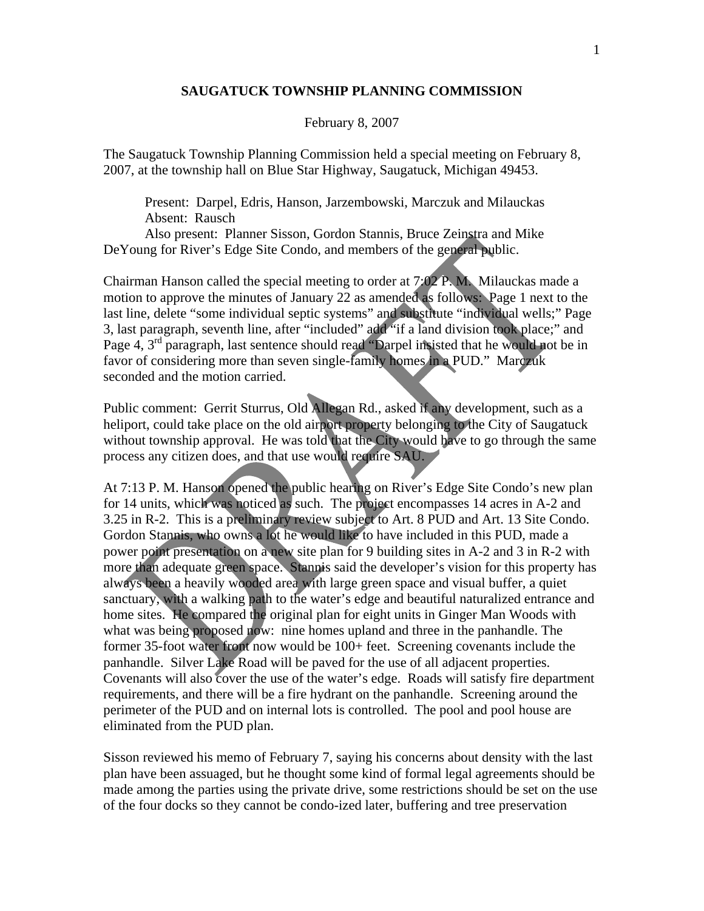**SAUGATUCK TOWNSHIP PLANNING COMMISSION**

February 8, 2007

The Saugatuck Township Planning Commission held a special meeting on February 8, 2007, at the township hall on Blue Star Highway, Saugatuck, Michigan 49453.

Present: Darpel, Edris, Hanson, Jarzembowski, Marczuk and Milauckas
Absent: Rausch
Also present: Planner Sisson, Gordon Stannis, Bruce Zeinstra and Mike DeYoung for River's Edge Site Condo, and members of the general public.

Chairman Hanson called the special meeting to order at 7:02 P. M. Milauckas made a motion to approve the minutes of January 22 as amended as follows: Page 1 next to the last line, delete "some individual septic systems" and substitute "individual wells;" Page 3, last paragraph, seventh line, after "included" add "if a land division took place;" and Page 4, 3rd paragraph, last sentence should read "Darpel insisted that he would not be in favor of considering more than seven single-family homes in a PUD." Marczuk seconded and the motion carried.

Public comment: Gerrit Sturrus, Old Allegan Rd., asked if any development, such as a heliport, could take place on the old airport property belonging to the City of Saugatuck without township approval. He was told that the City would have to go through the same process any citizen does, and that use would require SAU.

At 7:13 P. M. Hanson opened the public hearing on River's Edge Site Condo's new plan for 14 units, which was noticed as such. The project encompasses 14 acres in A-2 and 3.25 in R-2. This is a preliminary review subject to Art. 8 PUD and Art. 13 Site Condo. Gordon Stannis, who owns a lot he would like to have included in this PUD, made a power point presentation on a new site plan for 9 building sites in A-2 and 3 in R-2 with more than adequate green space. Stannis said the developer's vision for this property has always been a heavily wooded area with large green space and visual buffer, a quiet sanctuary, with a walking path to the water's edge and beautiful naturalized entrance and home sites. He compared the original plan for eight units in Ginger Man Woods with what was being proposed now: nine homes upland and three in the panhandle. The former 35-foot water front now would be 100+ feet. Screening covenants include the panhandle. Silver Lake Road will be paved for the use of all adjacent properties. Covenants will also cover the use of the water's edge. Roads will satisfy fire department requirements, and there will be a fire hydrant on the panhandle. Screening around the perimeter of the PUD and on internal lots is controlled. The pool and pool house are eliminated from the PUD plan.

Sisson reviewed his memo of February 7, saying his concerns about density with the last plan have been assuaged, but he thought some kind of formal legal agreements should be made among the parties using the private drive, some restrictions should be set on the use of the four docks so they cannot be condo-ized later, buffering and tree preservation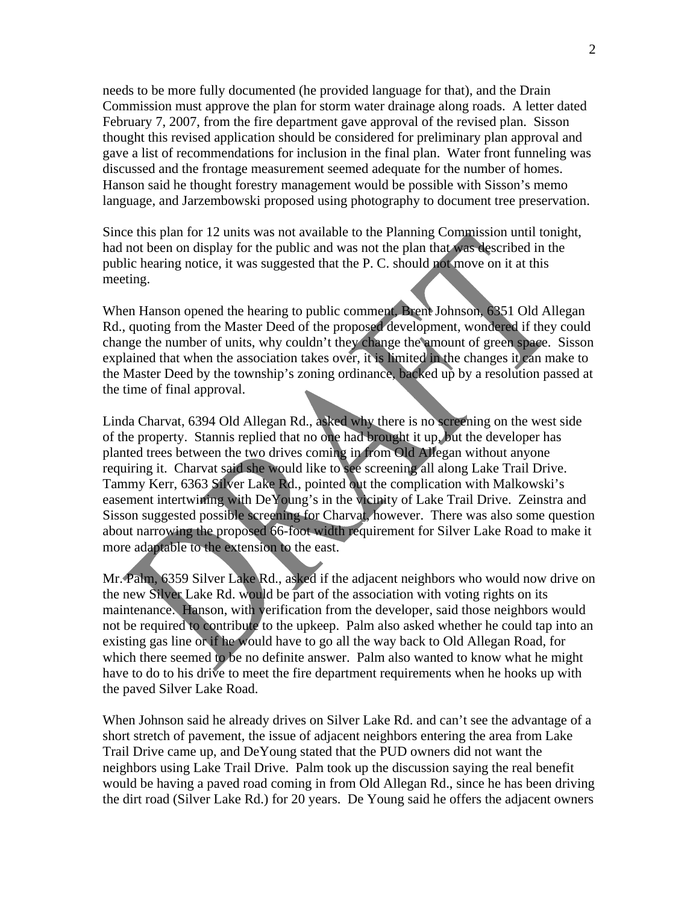needs to be more fully documented (he provided language for that), and the Drain Commission must approve the plan for storm water drainage along roads. A letter dated February 7, 2007, from the fire department gave approval of the revised plan. Sisson thought this revised application should be considered for preliminary plan approval and gave a list of recommendations for inclusion in the final plan. Water front funneling was discussed and the frontage measurement seemed adequate for the number of homes. Hanson said he thought forestry management would be possible with Sisson's memo language, and Jarzembowski proposed using photography to document tree preservation.

Since this plan for 12 units was not available to the Planning Commission until tonight, had not been on display for the public and was not the plan that was described in the public hearing notice, it was suggested that the P. C. should not move on it at this meeting.

When Hanson opened the hearing to public comment, Brent Johnson, 6351 Old Allegan Rd., quoting from the Master Deed of the proposed development, wondered if they could change the number of units, why couldn't they change the amount of green space. Sisson explained that when the association takes over, it is limited in the changes it can make to the Master Deed by the township's zoning ordinance, backed up by a resolution passed at the time of final approval.

Linda Charvat, 6394 Old Allegan Rd., asked why there is no screening on the west side of the property. Stannis replied that no one had brought it up, but the developer has planted trees between the two drives coming in from Old Allegan without anyone requiring it. Charvat said she would like to see screening all along Lake Trail Drive. Tammy Kerr, 6363 Silver Lake Rd., pointed out the complication with Malkowski's easement intertwining with DeYoung's in the vicinity of Lake Trail Drive. Zeinstra and Sisson suggested possible screening for Charvat, however. There was also some question about narrowing the proposed 66-foot width requirement for Silver Lake Road to make it more adaptable to the extension to the east.

Mr. Palm, 6359 Silver Lake Rd., asked if the adjacent neighbors who would now drive on the new Silver Lake Rd. would be part of the association with voting rights on its maintenance. Hanson, with verification from the developer, said those neighbors would not be required to contribute to the upkeep. Palm also asked whether he could tap into an existing gas line or if he would have to go all the way back to Old Allegan Road, for which there seemed to be no definite answer. Palm also wanted to know what he might have to do to his drive to meet the fire department requirements when he hooks up with the paved Silver Lake Road.

When Johnson said he already drives on Silver Lake Rd. and can't see the advantage of a short stretch of pavement, the issue of adjacent neighbors entering the area from Lake Trail Drive came up, and DeYoung stated that the PUD owners did not want the neighbors using Lake Trail Drive. Palm took up the discussion saying the real benefit would be having a paved road coming in from Old Allegan Rd., since he has been driving the dirt road (Silver Lake Rd.) for 20 years. De Young said he offers the adjacent owners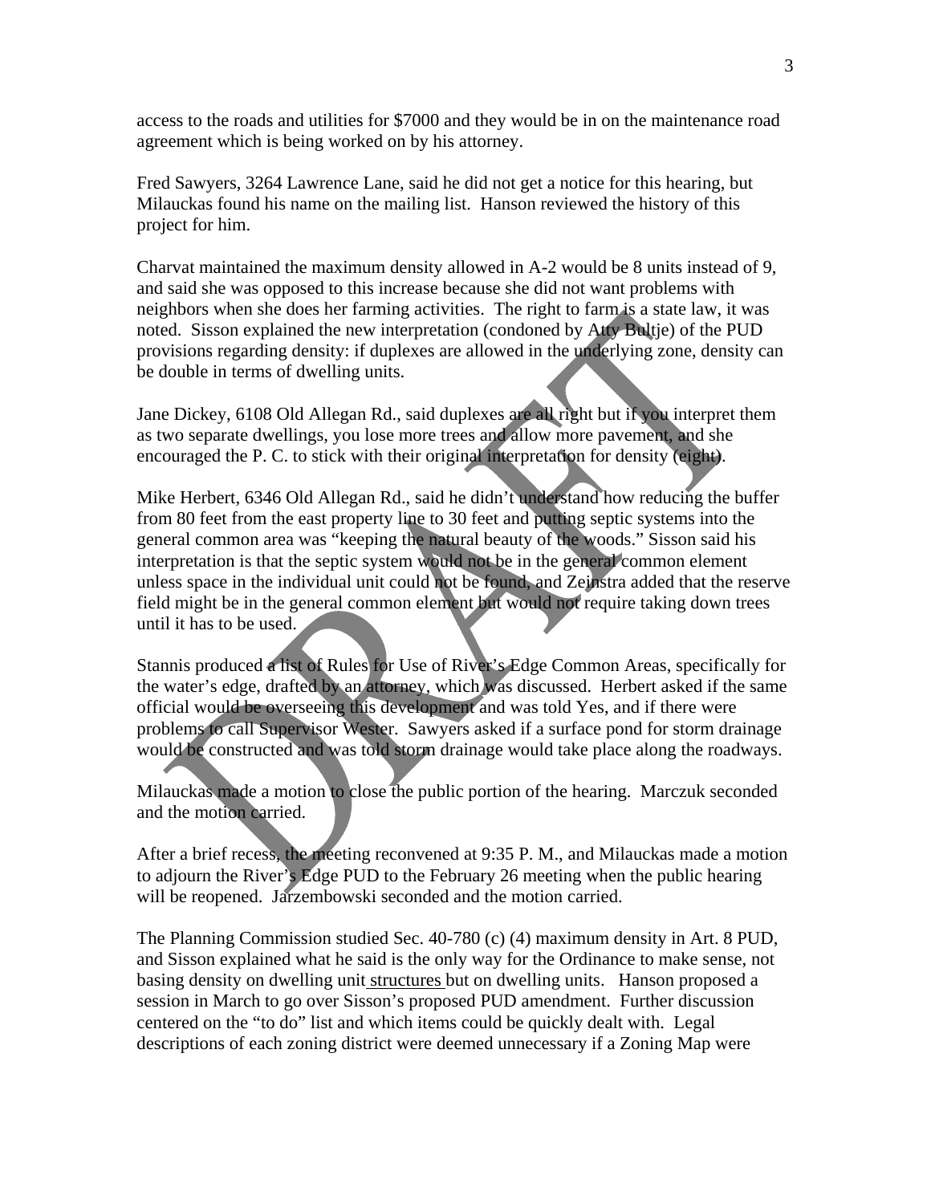access to the roads and utilities for $7000 and they would be in on the maintenance road agreement which is being worked on by his attorney.

Fred Sawyers, 3264 Lawrence Lane, said he did not get a notice for this hearing, but Milauckas found his name on the mailing list. Hanson reviewed the history of this project for him.

Charvat maintained the maximum density allowed in A-2 would be 8 units instead of 9, and said she was opposed to this increase because she did not want problems with neighbors when she does her farming activities. The right to farm is a state law, it was noted. Sisson explained the new interpretation (condoned by Atty Bultje) of the PUD provisions regarding density: if duplexes are allowed in the underlying zone, density can be double in terms of dwelling units.

Jane Dickey, 6108 Old Allegan Rd., said duplexes are all right but if you interpret them as two separate dwellings, you lose more trees and allow more pavement, and she encouraged the P. C. to stick with their original interpretation for density (eight).

Mike Herbert, 6346 Old Allegan Rd., said he didn't understand how reducing the buffer from 80 feet from the east property line to 30 feet and putting septic systems into the general common area was "keeping the natural beauty of the woods." Sisson said his interpretation is that the septic system would not be in the general common element unless space in the individual unit could not be found, and Zeinstra added that the reserve field might be in the general common element but would not require taking down trees until it has to be used.

Stannis produced a list of Rules for Use of River's Edge Common Areas, specifically for the water's edge, drafted by an attorney, which was discussed. Herbert asked if the same official would be overseeing this development and was told Yes, and if there were problems to call Supervisor Wester. Sawyers asked if a surface pond for storm drainage would be constructed and was told storm drainage would take place along the roadways.

Milauckas made a motion to close the public portion of the hearing. Marczuk seconded and the motion carried.

After a brief recess, the meeting reconvened at 9:35 P. M., and Milauckas made a motion to adjourn the River's Edge PUD to the February 26 meeting when the public hearing will be reopened. Jarzembowski seconded and the motion carried.

The Planning Commission studied Sec. 40-780 (c) (4) maximum density in Art. 8 PUD, and Sisson explained what he said is the only way for the Ordinance to make sense, not basing density on dwelling unit <u>structures</u> but on dwelling units. Hanson proposed a session in March to go over Sisson's proposed PUD amendment. Further discussion centered on the "to do" list and which items could be quickly dealt with. Legal descriptions of each zoning district were deemed unnecessary if a Zoning Map were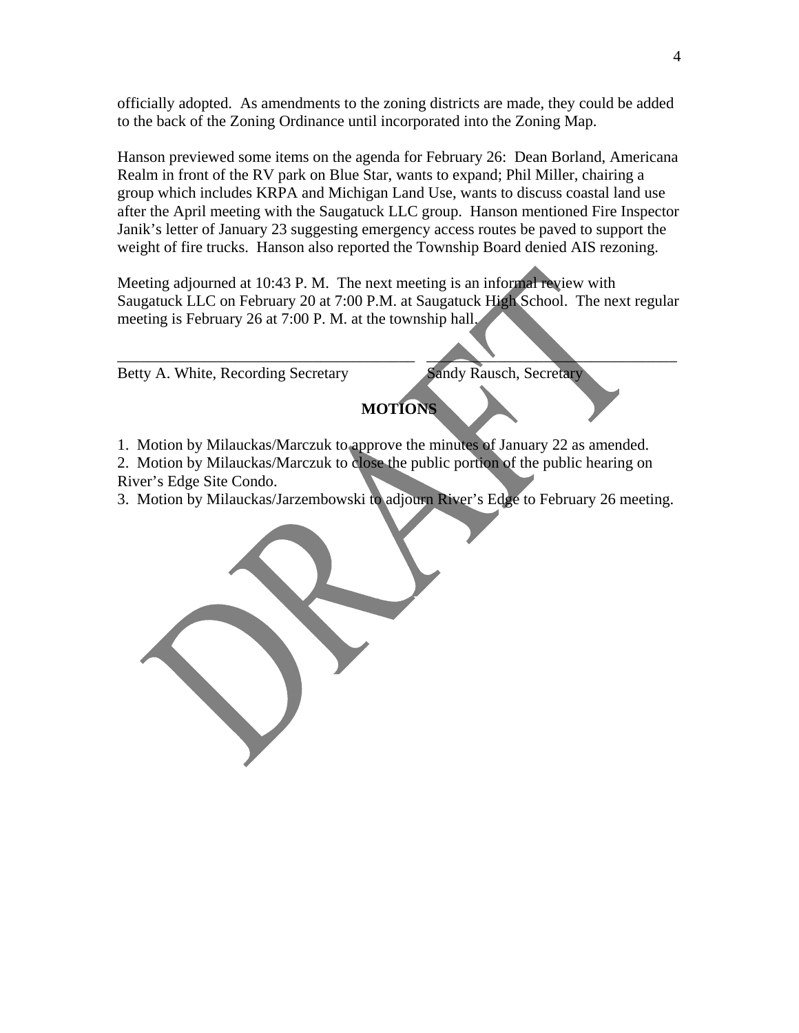officially adopted. As amendments to the zoning districts are made, they could be added to the back of the Zoning Ordinance until incorporated into the Zoning Map.

Hanson previewed some items on the agenda for February 26: Dean Borland, Americana Realm in front of the RV park on Blue Star, wants to expand; Phil Miller, chairing a group which includes KRPA and Michigan Land Use, wants to discuss coastal land use after the April meeting with the Saugatuck LLC group. Hanson mentioned Fire Inspector Janik's letter of January 23 suggesting emergency access routes be paved to support the weight of fire trucks. Hanson also reported the Township Board denied AIS rezoning.

Meeting adjourned at 10:43 P. M. The next meeting is an informal review with Saugatuck LLC on February 20 at 7:00 P.M. at Saugatuck High School. The next regular meeting is February 26 at 7:00 P. M. at the township hall.

\_\_\_\_\_\_\_\_\_\_\_\_\_\_\_\_\_\_\_\_\_\_\_\_\_\_\_\_\_\_\_\_\_\_\_\_\_\_ \_\_\_\_\_\_\_\_\_\_\_\_\_\_\_\_\_\_\_\_\_\_\_\_\_\_\_\_\_\_\_\_\_\_

Betty A. White, Recording Secretary Sandy Rausch, Secretary

**MOTIONS**

1. Motion by Milauckas/Marczuk to approve the minutes of January 22 as amended.
2. Motion by Milauckas/Marczuk to close the public portion of the public hearing on River's Edge Site Condo.
3. Motion by Milauckas/Jarzembowski to adjourn River's Edge to February 26 meeting.

DRAFT